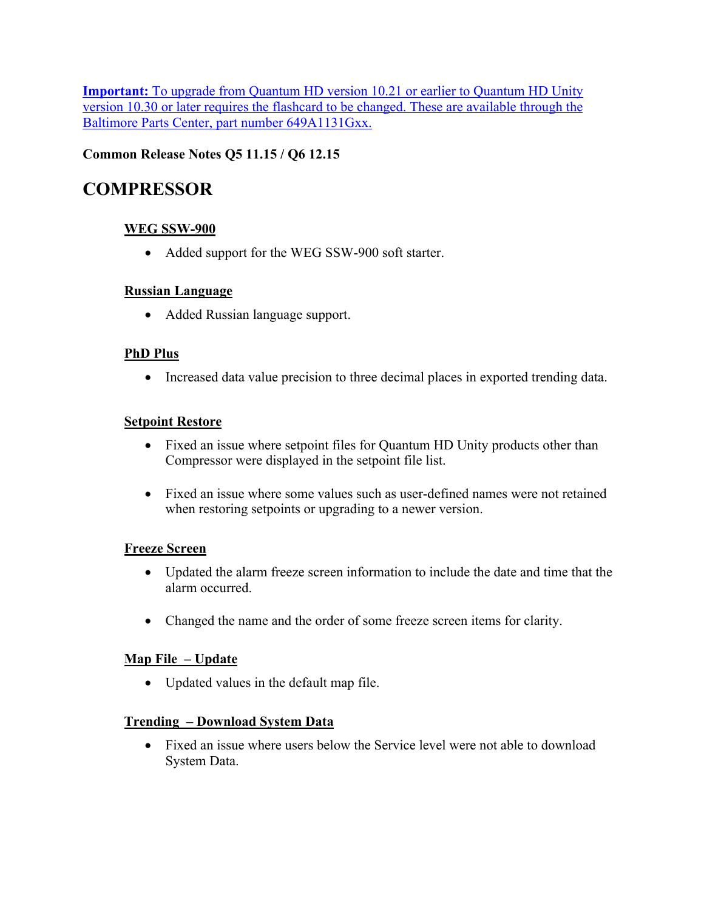**Important:** To upgrade from Quantum HD version 10.21 or earlier to Quantum HD Unity version 10.30 or later requires the flashcard to be changed. These are available through the Baltimore Parts Center, part number 649A1131Gxx.

**Common Release Notes Q5 11.15 / Q6 12.15**

# COMPRESSOR

### WEG SSW-900

- Added support for the WEG SSW-900 soft starter.

### Russian Language

- Added Russian language support.

### PhD Plus

- Increased data value precision to three decimal places in exported trending data.

### Setpoint Restore

- Fixed an issue where setpoint files for Quantum HD Unity products other than Compressor were displayed in the setpoint file list.
- Fixed an issue where some values such as user-defined names were not retained when restoring setpoints or upgrading to a newer version.

### Freeze Screen

- Updated the alarm freeze screen information to include the date and time that the alarm occurred.
- Changed the name and the order of some freeze screen items for clarity.

### Map File – Update

- Updated values in the default map file.

### Trending – Download System Data

- Fixed an issue where users below the Service level were not able to download System Data.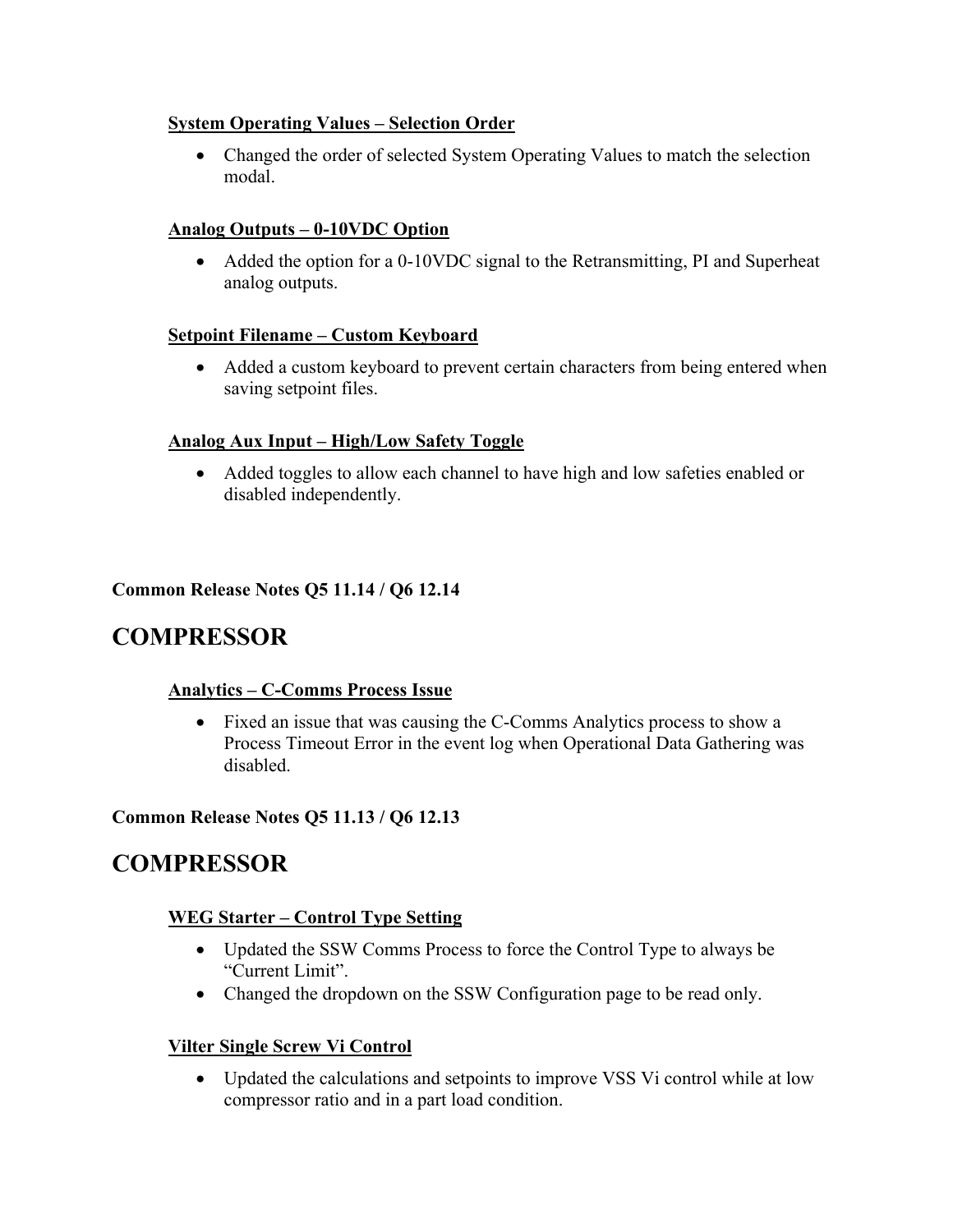#### System Operating Values – Selection Order

- Changed the order of selected System Operating Values to match the selection modal.

#### Analog Outputs – 0-10VDC Option

- Added the option for a 0-10VDC signal to the Retransmitting, PI and Superheat analog outputs.

#### Setpoint Filename – Custom Keyboard

- Added a custom keyboard to prevent certain characters from being entered when saving setpoint files.

#### Analog Aux Input – High/Low Safety Toggle

- Added toggles to allow each channel to have high and low safeties enabled or disabled independently.

**Common Release Notes Q5 11.14 / Q6 12.14**

# COMPRESSOR

#### Analytics – C-Comms Process Issue

- Fixed an issue that was causing the C-Comms Analytics process to show a Process Timeout Error in the event log when Operational Data Gathering was disabled.

**Common Release Notes Q5 11.13 / Q6 12.13**

# COMPRESSOR

#### WEG Starter – Control Type Setting

- Updated the SSW Comms Process to force the Control Type to always be “Current Limit”.
- Changed the dropdown on the SSW Configuration page to be read only.

#### Vilter Single Screw Vi Control

- Updated the calculations and setpoints to improve VSS Vi control while at low compressor ratio and in a part load condition.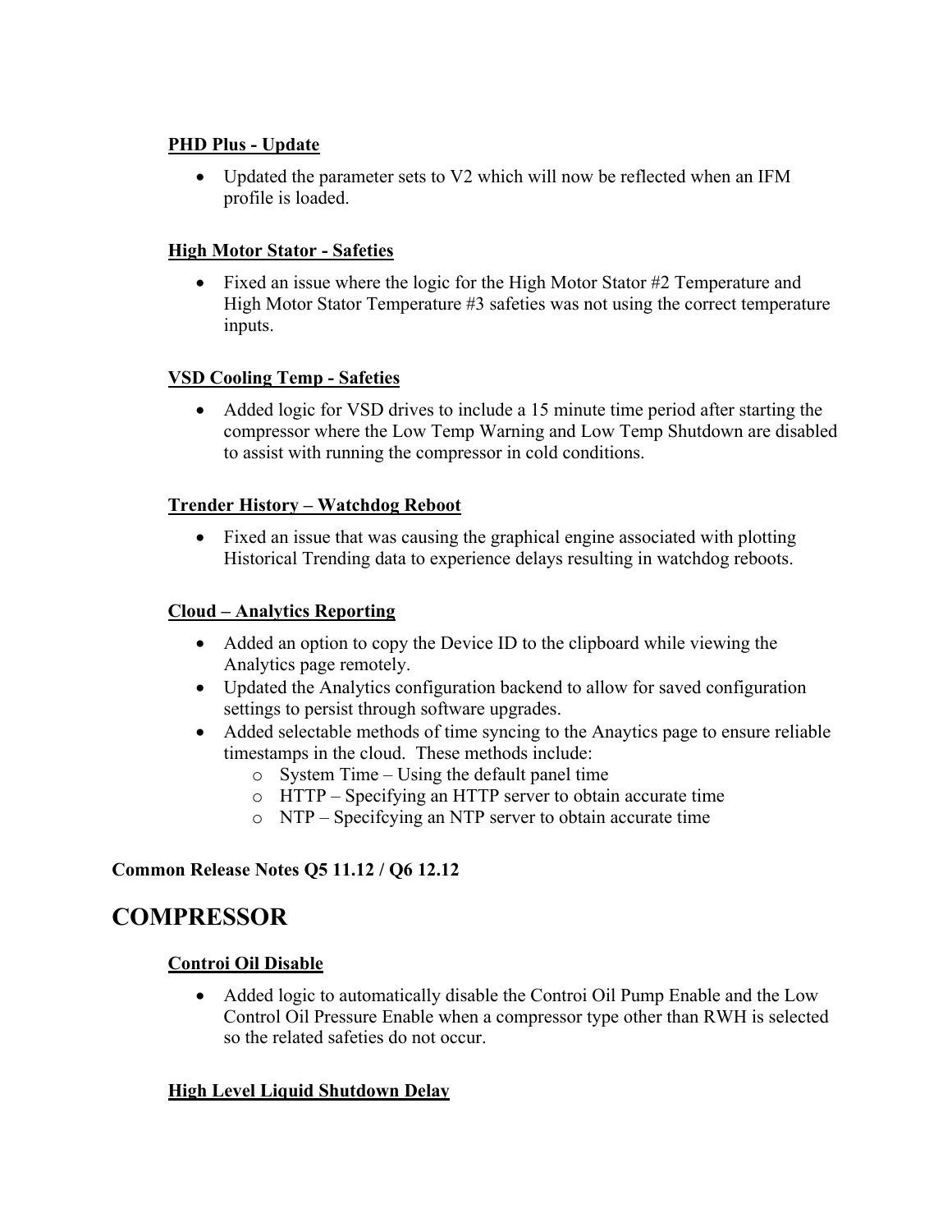### PHD Plus - Update

- Updated the parameter sets to V2 which will now be reflected when an IFM profile is loaded.

### High Motor Stator - Safeties

- Fixed an issue where the logic for the High Motor Stator #2 Temperature and High Motor Stator Temperature #3 safeties was not using the correct temperature inputs.

### VSD Cooling Temp - Safeties

- Added logic for VSD drives to include a 15 minute time period after starting the compressor where the Low Temp Warning and Low Temp Shutdown are disabled to assist with running the compressor in cold conditions.

### Trender History – Watchdog Reboot

- Fixed an issue that was causing the graphical engine associated with plotting Historical Trending data to experience delays resulting in watchdog reboots.

### Cloud – Analytics Reporting

- Added an option to copy the Device ID to the clipboard while viewing the Analytics page remotely.
- Updated the Analytics configuration backend to allow for saved configuration settings to persist through software upgrades.
- Added selectable methods of time syncing to the Anaytics page to ensure reliable timestamps in the cloud. These methods include:
  - System Time – Using the default panel time
  - HTTP – Specifying an HTTP server to obtain accurate time
  - NTP – Specifcying an NTP server to obtain accurate time

**Common Release Notes Q5 11.12 / Q6 12.12**

# COMPRESSOR

### Controi Oil Disable

- Added logic to automatically disable the Controi Oil Pump Enable and the Low Control Oil Pressure Enable when a compressor type other than RWH is selected so the related safeties do not occur.

### High Level Liquid Shutdown Delay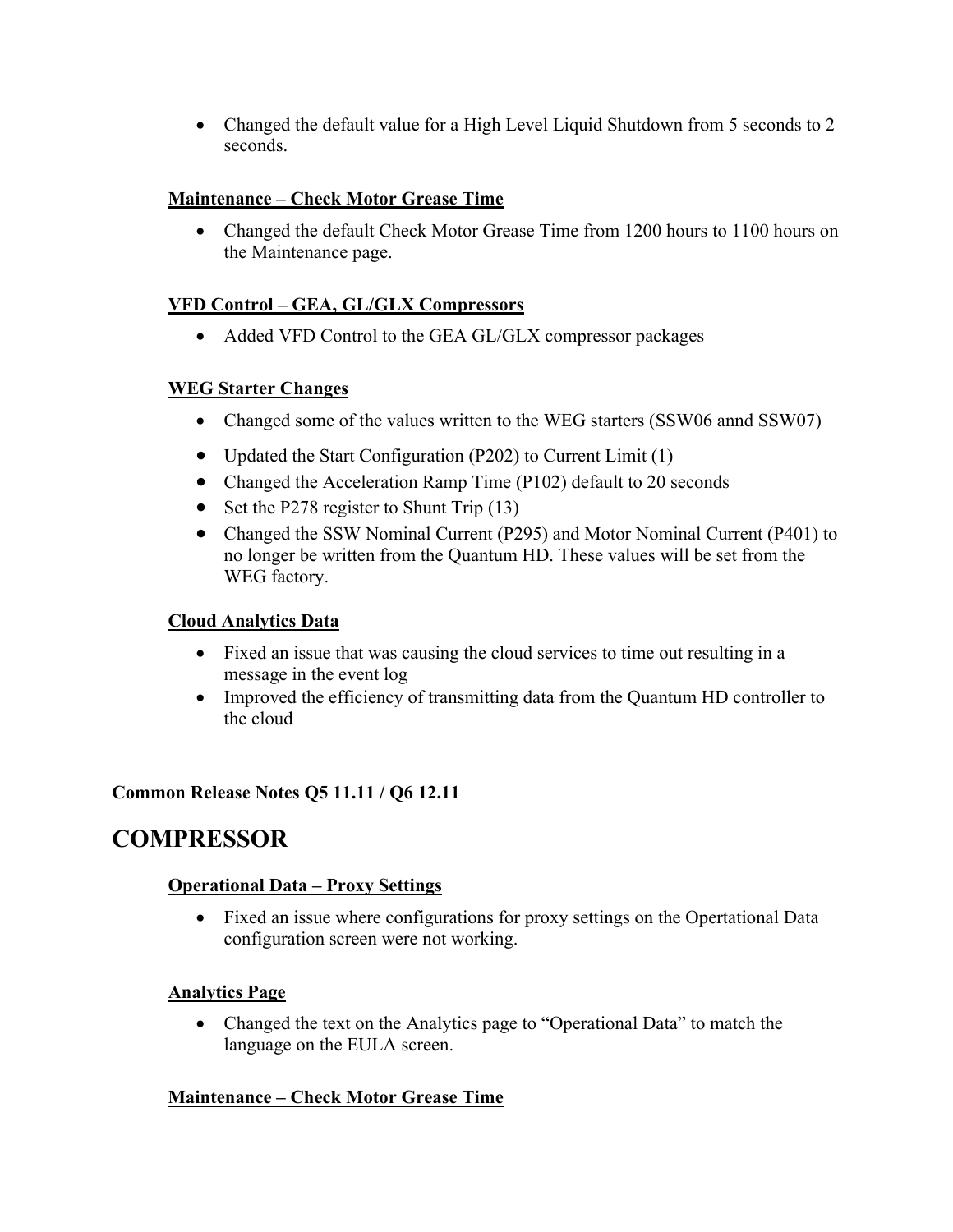- Changed the default value for a High Level Liquid Shutdown from 5 seconds to 2 seconds.

#### Maintenance – Check Motor Grease Time

- Changed the default Check Motor Grease Time from 1200 hours to 1100 hours on the Maintenance page.

#### VFD Control – GEA, GL/GLX Compressors

- Added VFD Control to the GEA GL/GLX compressor packages

#### WEG Starter Changes

- Changed some of the values written to the WEG starters (SSW06 annd SSW07)
- Updated the Start Configuration (P202) to Current Limit (1)
- Changed the Acceleration Ramp Time (P102) default to 20 seconds
- Set the P278 register to Shunt Trip (13)
- Changed the SSW Nominal Current (P295) and Motor Nominal Current (P401) to no longer be written from the Quantum HD. These values will be set from the WEG factory.

#### Cloud Analytics Data

- Fixed an issue that was causing the cloud services to time out resulting in a message in the event log
- Improved the efficiency of transmitting data from the Quantum HD controller to the cloud

**Common Release Notes Q5 11.11 / Q6 12.11**

# COMPRESSOR

#### Operational Data – Proxy Settings

- Fixed an issue where configurations for proxy settings on the Opertational Data configuration screen were not working.

#### Analytics Page

- Changed the text on the Analytics page to “Operational Data” to match the language on the EULA screen.

#### Maintenance – Check Motor Grease Time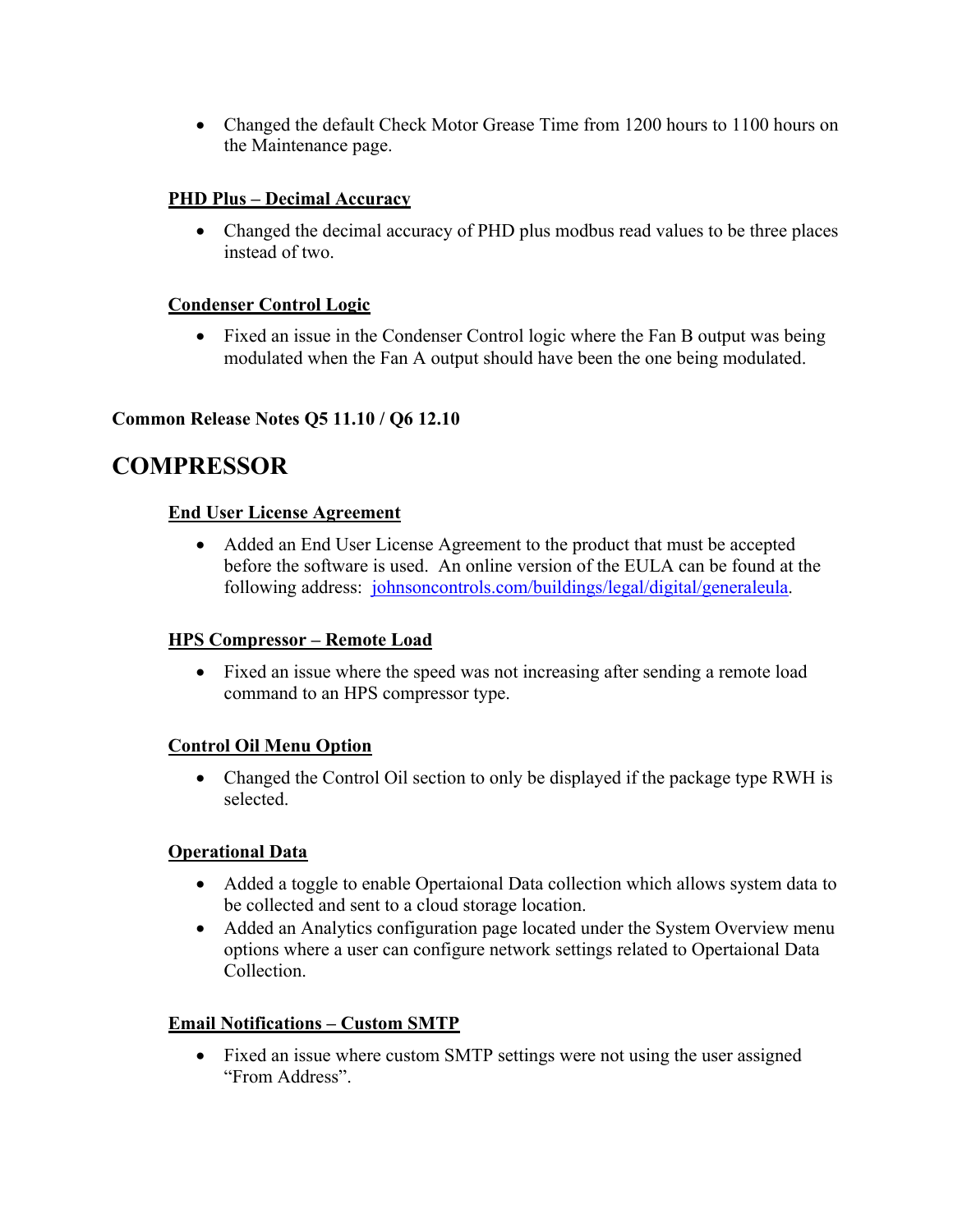- Changed the default Check Motor Grease Time from 1200 hours to 1100 hours on the Maintenance page.

### PHD Plus – Decimal Accuracy

- Changed the decimal accuracy of PHD plus modbus read values to be three places instead of two.

### Condenser Control Logic

- Fixed an issue in the Condenser Control logic where the Fan B output was being modulated when the Fan A output should have been the one being modulated.

**Common Release Notes Q5 11.10 / Q6 12.10**

# COMPRESSOR

### End User License Agreement

- Added an End User License Agreement to the product that must be accepted before the software is used. An online version of the EULA can be found at the following address: johnsoncontrols.com/buildings/legal/digital/generaleula.

### HPS Compressor – Remote Load

- Fixed an issue where the speed was not increasing after sending a remote load command to an HPS compressor type.

### Control Oil Menu Option

- Changed the Control Oil section to only be displayed if the package type RWH is selected.

### Operational Data

- Added a toggle to enable Opertaional Data collection which allows system data to be collected and sent to a cloud storage location.
- Added an Analytics configuration page located under the System Overview menu options where a user can configure network settings related to Opertaional Data Collection.

### Email Notifications – Custom SMTP

- Fixed an issue where custom SMTP settings were not using the user assigned "From Address".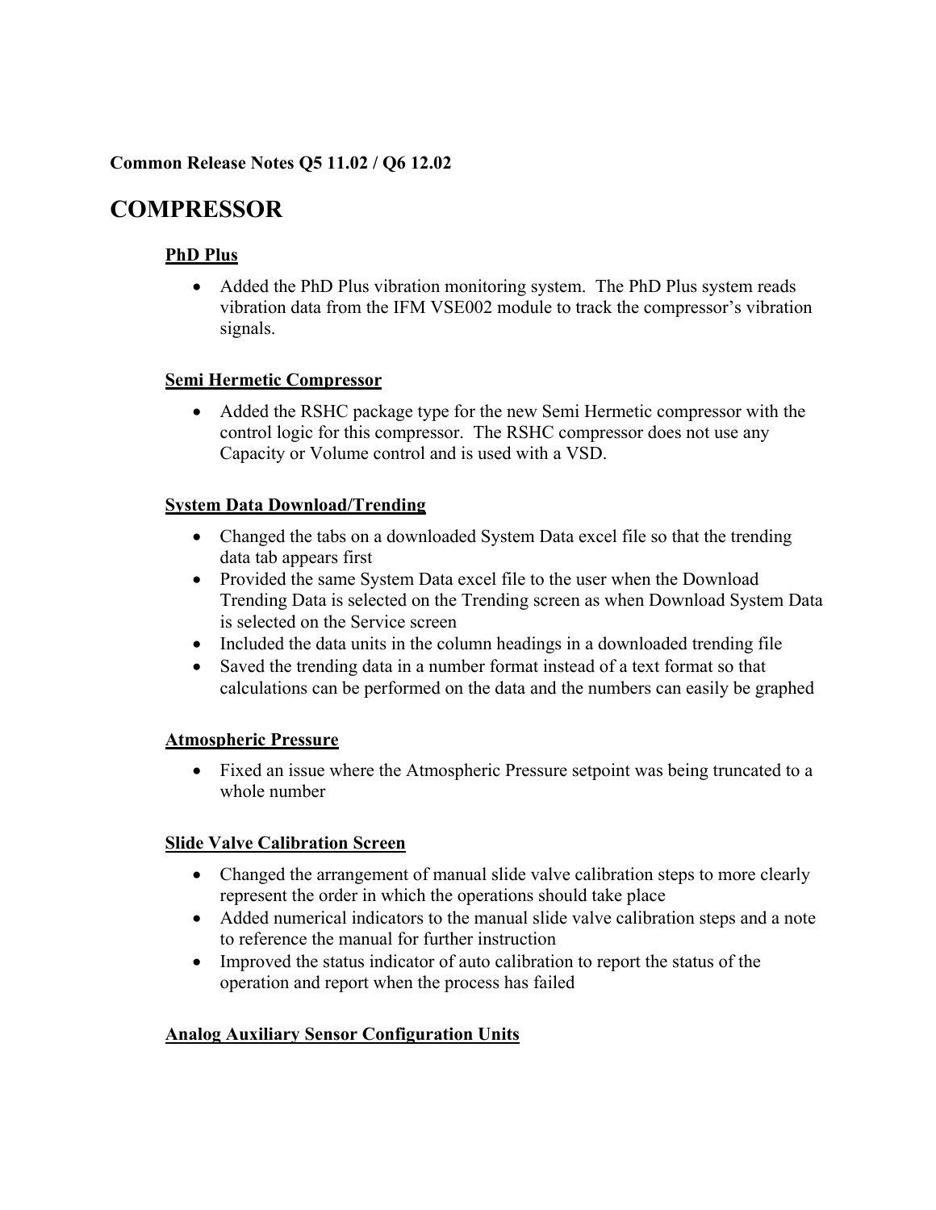**Common Release Notes Q5 11.02 / Q6 12.02**

# COMPRESSOR

### PhD Plus

- Added the PhD Plus vibration monitoring system. The PhD Plus system reads vibration data from the IFM VSE002 module to track the compressor's vibration signals.

### Semi Hermetic Compressor

- Added the RSHC package type for the new Semi Hermetic compressor with the control logic for this compressor. The RSHC compressor does not use any Capacity or Volume control and is used with a VSD.

### System Data Download/Trending

- Changed the tabs on a downloaded System Data excel file so that the trending data tab appears first
- Provided the same System Data excel file to the user when the Download Trending Data is selected on the Trending screen as when Download System Data is selected on the Service screen
- Included the data units in the column headings in a downloaded trending file
- Saved the trending data in a number format instead of a text format so that calculations can be performed on the data and the numbers can easily be graphed

### Atmospheric Pressure

- Fixed an issue where the Atmospheric Pressure setpoint was being truncated to a whole number

### Slide Valve Calibration Screen

- Changed the arrangement of manual slide valve calibration steps to more clearly represent the order in which the operations should take place
- Added numerical indicators to the manual slide valve calibration steps and a note to reference the manual for further instruction
- Improved the status indicator of auto calibration to report the status of the operation and report when the process has failed

### Analog Auxiliary Sensor Configuration Units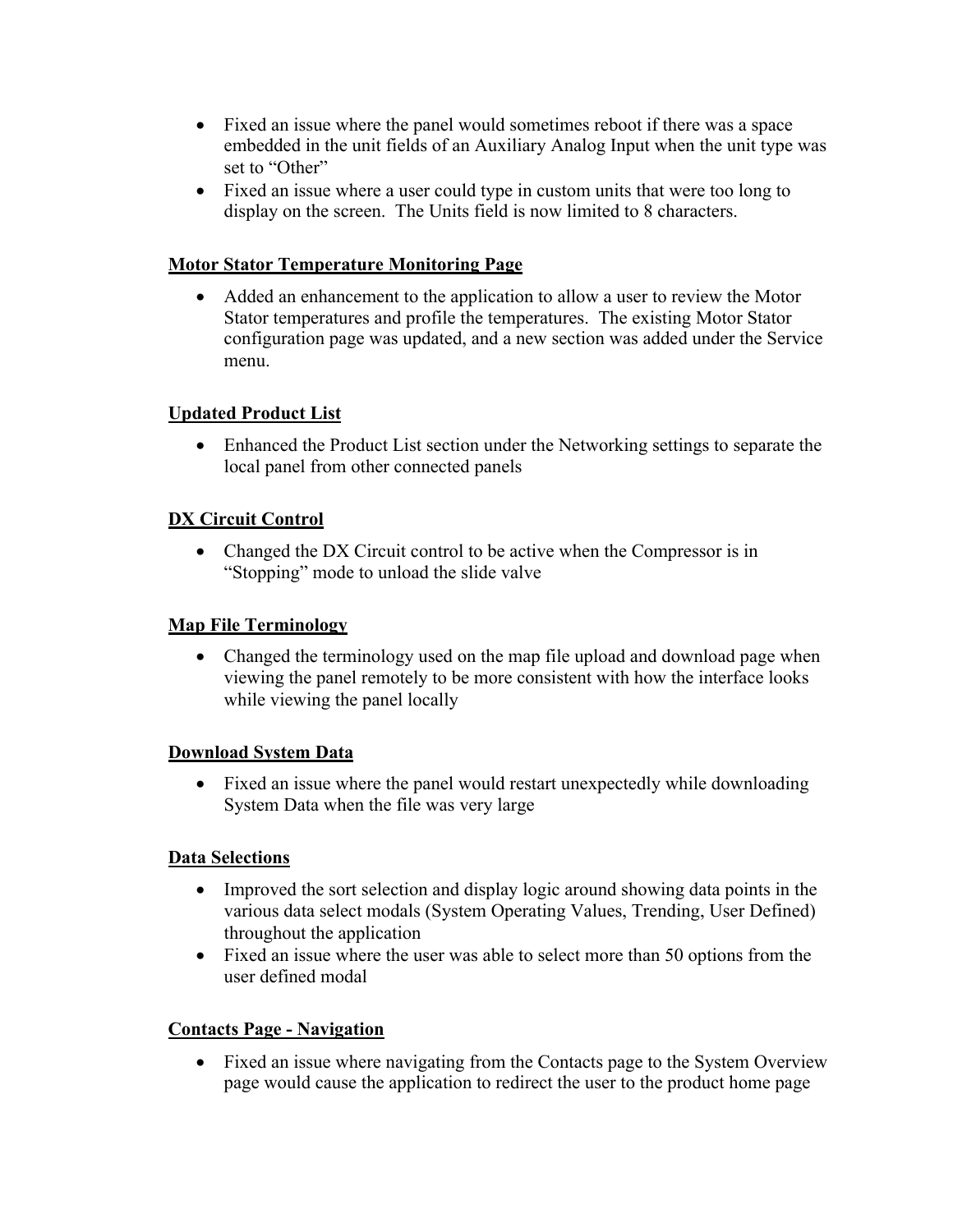- Fixed an issue where the panel would sometimes reboot if there was a space embedded in the unit fields of an Auxiliary Analog Input when the unit type was set to "Other"
- Fixed an issue where a user could type in custom units that were too long to display on the screen. The Units field is now limited to 8 characters.

**Motor Stator Temperature Monitoring Page**

- Added an enhancement to the application to allow a user to review the Motor Stator temperatures and profile the temperatures. The existing Motor Stator configuration page was updated, and a new section was added under the Service menu.

**Updated Product List**

- Enhanced the Product List section under the Networking settings to separate the local panel from other connected panels

**DX Circuit Control**

- Changed the DX Circuit control to be active when the Compressor is in "Stopping" mode to unload the slide valve

**Map File Terminology**

- Changed the terminology used on the map file upload and download page when viewing the panel remotely to be more consistent with how the interface looks while viewing the panel locally

**Download System Data**

- Fixed an issue where the panel would restart unexpectedly while downloading System Data when the file was very large

**Data Selections**

- Improved the sort selection and display logic around showing data points in the various data select modals (System Operating Values, Trending, User Defined) throughout the application
- Fixed an issue where the user was able to select more than 50 options from the user defined modal

**Contacts Page - Navigation**

- Fixed an issue where navigating from the Contacts page to the System Overview page would cause the application to redirect the user to the product home page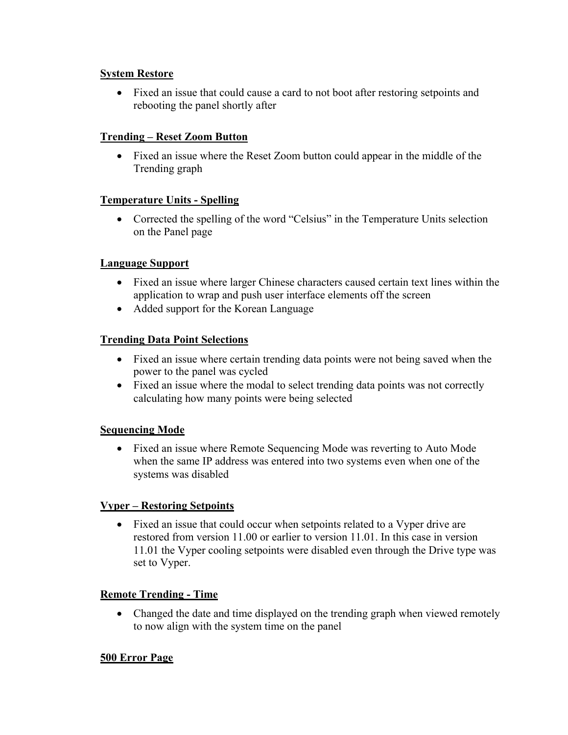**System Restore**

- Fixed an issue that could cause a card to not boot after restoring setpoints and rebooting the panel shortly after

**Trending – Reset Zoom Button**

- Fixed an issue where the Reset Zoom button could appear in the middle of the Trending graph

**Temperature Units - Spelling**

- Corrected the spelling of the word “Celsius” in the Temperature Units selection on the Panel page

**Language Support**

- Fixed an issue where larger Chinese characters caused certain text lines within the application to wrap and push user interface elements off the screen
- Added support for the Korean Language

**Trending Data Point Selections**

- Fixed an issue where certain trending data points were not being saved when the power to the panel was cycled
- Fixed an issue where the modal to select trending data points was not correctly calculating how many points were being selected

**Sequencing Mode**

- Fixed an issue where Remote Sequencing Mode was reverting to Auto Mode when the same IP address was entered into two systems even when one of the systems was disabled

**Vyper – Restoring Setpoints**

- Fixed an issue that could occur when setpoints related to a Vyper drive are restored from version 11.00 or earlier to version 11.01. In this case in version 11.01 the Vyper cooling setpoints were disabled even through the Drive type was set to Vyper.

**Remote Trending - Time**

- Changed the date and time displayed on the trending graph when viewed remotely to now align with the system time on the panel

**500 Error Page**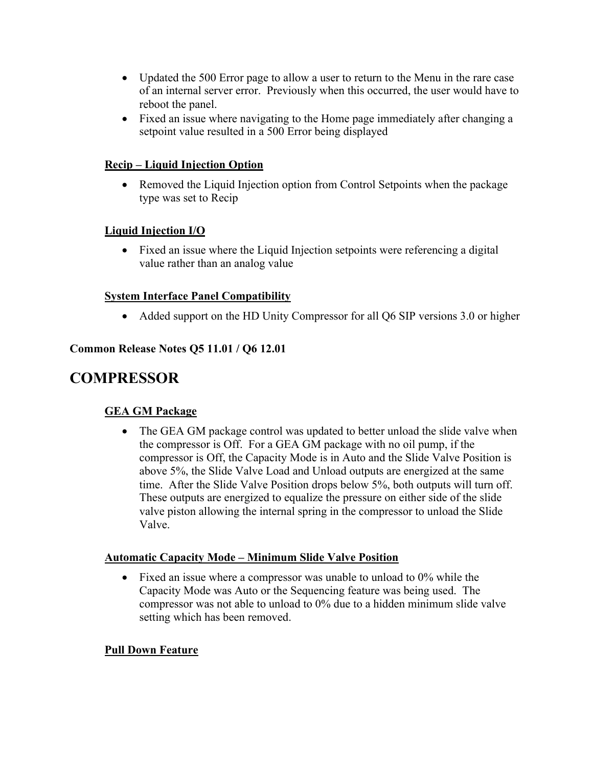- Updated the 500 Error page to allow a user to return to the Menu in the rare case of an internal server error. Previously when this occurred, the user would have to reboot the panel.
- Fixed an issue where navigating to the Home page immediately after changing a setpoint value resulted in a 500 Error being displayed

#### Recip – Liquid Injection Option

- Removed the Liquid Injection option from Control Setpoints when the package type was set to Recip

#### Liquid Injection I/O

- Fixed an issue where the Liquid Injection setpoints were referencing a digital value rather than an analog value

#### System Interface Panel Compatibility

- Added support on the HD Unity Compressor for all Q6 SIP versions 3.0 or higher

**Common Release Notes Q5 11.01 / Q6 12.01**

# COMPRESSOR

#### GEA GM Package

- The GEA GM package control was updated to better unload the slide valve when the compressor is Off. For a GEA GM package with no oil pump, if the compressor is Off, the Capacity Mode is in Auto and the Slide Valve Position is above 5%, the Slide Valve Load and Unload outputs are energized at the same time. After the Slide Valve Position drops below 5%, both outputs will turn off. These outputs are energized to equalize the pressure on either side of the slide valve piston allowing the internal spring in the compressor to unload the Slide Valve.

#### Automatic Capacity Mode – Minimum Slide Valve Position

- Fixed an issue where a compressor was unable to unload to 0% while the Capacity Mode was Auto or the Sequencing feature was being used. The compressor was not able to unload to 0% due to a hidden minimum slide valve setting which has been removed.

#### Pull Down Feature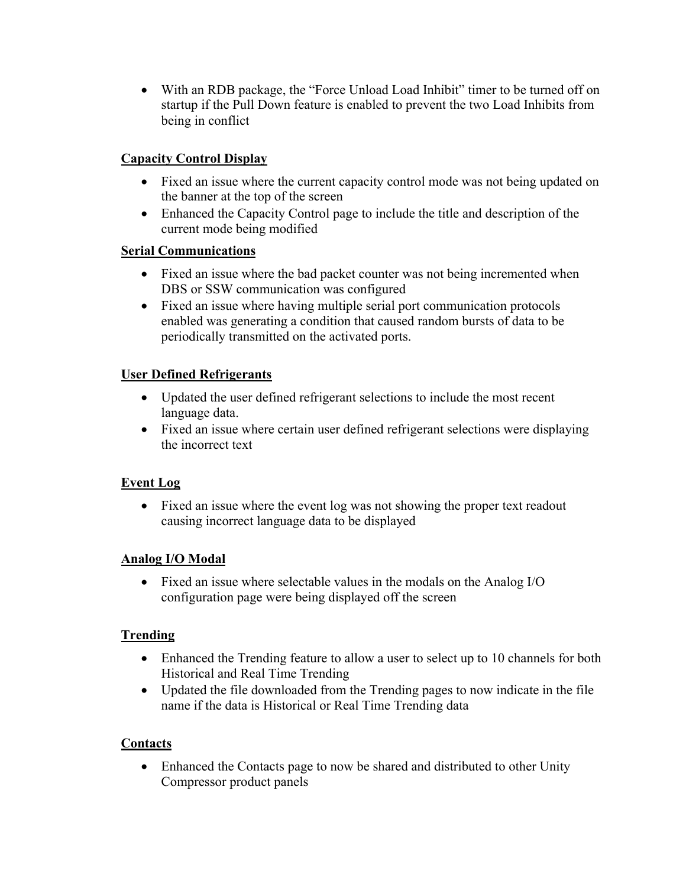- With an RDB package, the “Force Unload Load Inhibit” timer to be turned off on startup if the Pull Down feature is enabled to prevent the two Load Inhibits from being in conflict

**Capacity Control Display**

- Fixed an issue where the current capacity control mode was not being updated on the banner at the top of the screen
- Enhanced the Capacity Control page to include the title and description of the current mode being modified

**Serial Communications**

- Fixed an issue where the bad packet counter was not being incremented when DBS or SSW communication was configured
- Fixed an issue where having multiple serial port communication protocols enabled was generating a condition that caused random bursts of data to be periodically transmitted on the activated ports.

**User Defined Refrigerants**

- Updated the user defined refrigerant selections to include the most recent language data.
- Fixed an issue where certain user defined refrigerant selections were displaying the incorrect text

**Event Log**

- Fixed an issue where the event log was not showing the proper text readout causing incorrect language data to be displayed

**Analog I/O Modal**

- Fixed an issue where selectable values in the modals on the Analog I/O configuration page were being displayed off the screen

**Trending**

- Enhanced the Trending feature to allow a user to select up to 10 channels for both Historical and Real Time Trending
- Updated the file downloaded from the Trending pages to now indicate in the file name if the data is Historical or Real Time Trending data

**Contacts**

- Enhanced the Contacts page to now be shared and distributed to other Unity Compressor product panels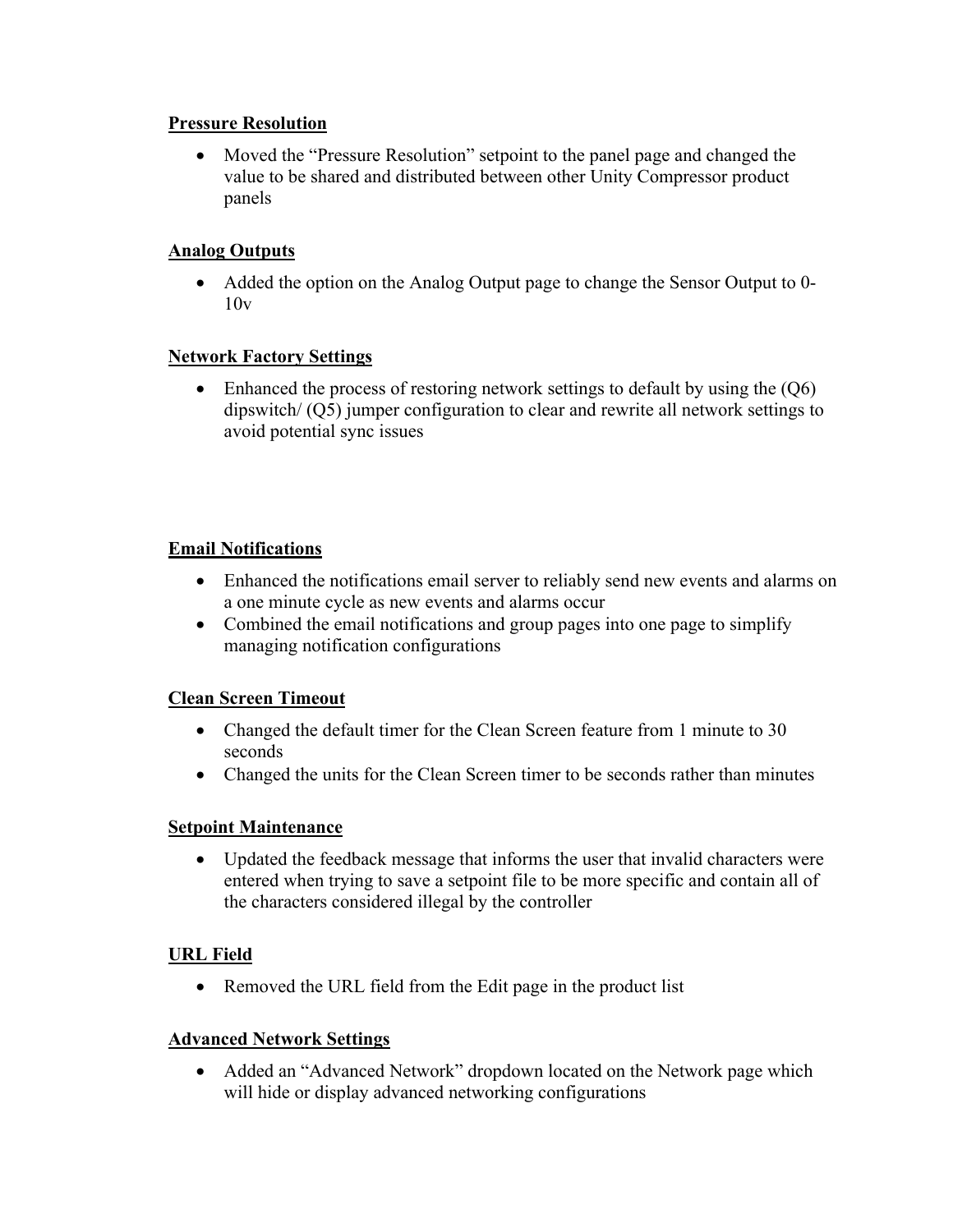**Pressure Resolution**

- Moved the “Pressure Resolution” setpoint to the panel page and changed the value to be shared and distributed between other Unity Compressor product panels

**Analog Outputs**

- Added the option on the Analog Output page to change the Sensor Output to 0-10v

**Network Factory Settings**

- Enhanced the process of restoring network settings to default by using the (Q6) dipswitch/ (Q5) jumper configuration to clear and rewrite all network settings to avoid potential sync issues

**Email Notifications**

- Enhanced the notifications email server to reliably send new events and alarms on a one minute cycle as new events and alarms occur
- Combined the email notifications and group pages into one page to simplify managing notification configurations

**Clean Screen Timeout**

- Changed the default timer for the Clean Screen feature from 1 minute to 30 seconds
- Changed the units for the Clean Screen timer to be seconds rather than minutes

**Setpoint Maintenance**

- Updated the feedback message that informs the user that invalid characters were entered when trying to save a setpoint file to be more specific and contain all of the characters considered illegal by the controller

**URL Field**

- Removed the URL field from the Edit page in the product list

**Advanced Network Settings**

- Added an “Advanced Network” dropdown located on the Network page which will hide or display advanced networking configurations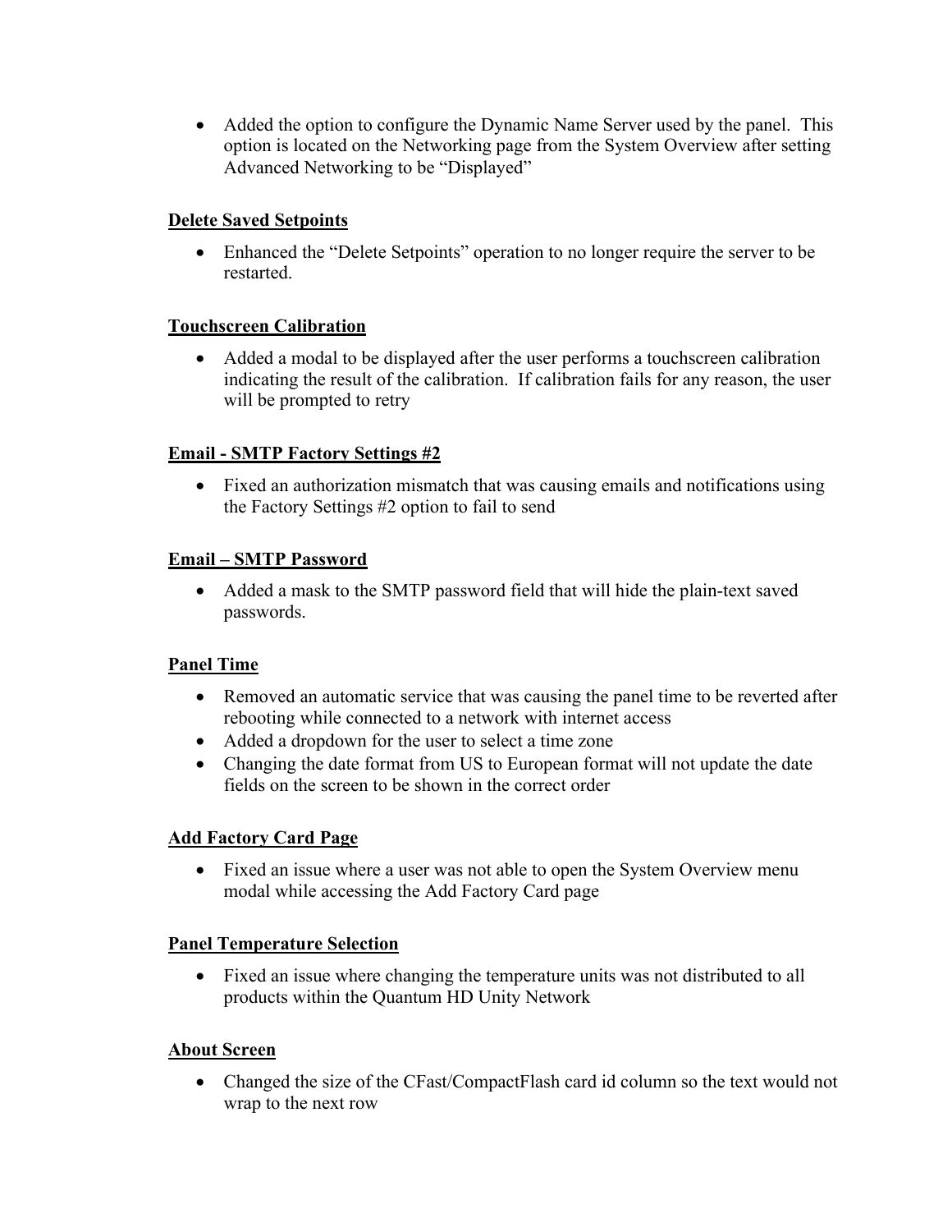- Added the option to configure the Dynamic Name Server used by the panel.  This option is located on the Networking page from the System Overview after setting Advanced Networking to be "Displayed"

**Delete Saved Setpoints**

- Enhanced the "Delete Setpoints" operation to no longer require the server to be restarted.

**Touchscreen Calibration**

- Added a modal to be displayed after the user performs a touchscreen calibration indicating the result of the calibration.  If calibration fails for any reason, the user will be prompted to retry

**Email - SMTP Factory Settings #2**

- Fixed an authorization mismatch that was causing emails and notifications using the Factory Settings #2 option to fail to send

**Email – SMTP Password**

- Added a mask to the SMTP password field that will hide the plain-text saved passwords.

**Panel Time**

- Removed an automatic service that was causing the panel time to be reverted after rebooting while connected to a network with internet access
- Added a dropdown for the user to select a time zone
- Changing the date format from US to European format will not update the date fields on the screen to be shown in the correct order

**Add Factory Card Page**

- Fixed an issue where a user was not able to open the System Overview menu modal while accessing the Add Factory Card page

**Panel Temperature Selection**

- Fixed an issue where changing the temperature units was not distributed to all products within the Quantum HD Unity Network

**About Screen**

- Changed the size of the CFast/CompactFlash card id column so the text would not wrap to the next row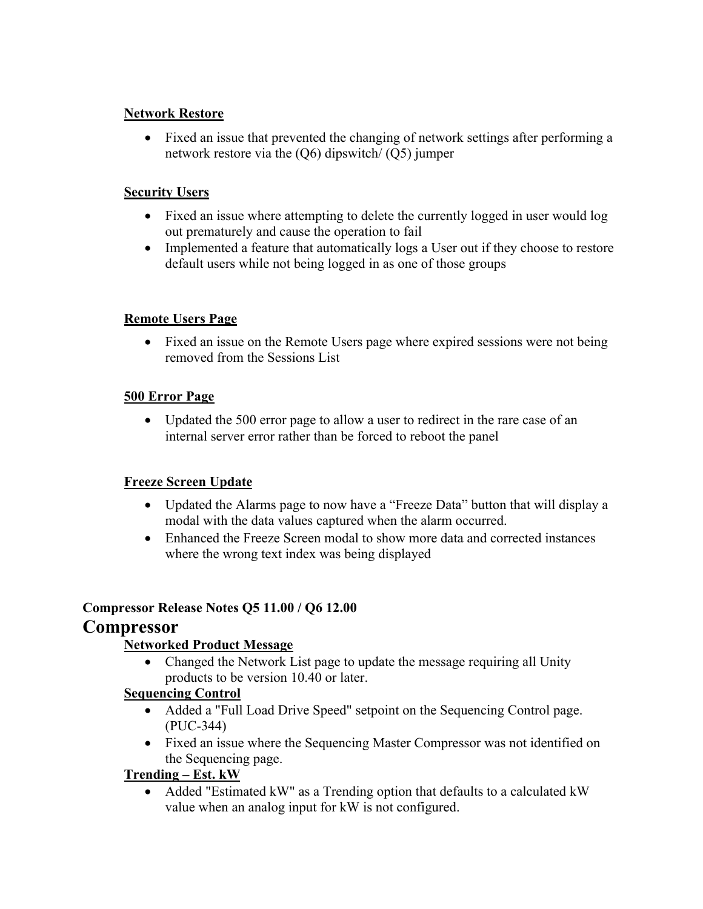**Network Restore**

- Fixed an issue that prevented the changing of network settings after performing a network restore via the (Q6) dipswitch/ (Q5) jumper

**Security Users**

- Fixed an issue where attempting to delete the currently logged in user would log out prematurely and cause the operation to fail
- Implemented a feature that automatically logs a User out if they choose to restore default users while not being logged in as one of those groups

**Remote Users Page**

- Fixed an issue on the Remote Users page where expired sessions were not being removed from the Sessions List

**500 Error Page**

- Updated the 500 error page to allow a user to redirect in the rare case of an internal server error rather than be forced to reboot the panel

**Freeze Screen Update**

- Updated the Alarms page to now have a “Freeze Data” button that will display a modal with the data values captured when the alarm occurred.
- Enhanced the Freeze Screen modal to show more data and corrected instances where the wrong text index was being displayed

**Compressor Release Notes Q5 11.00 / Q6 12.00**

# Compressor

**Networked Product Message**

- Changed the Network List page to update the message requiring all Unity products to be version 10.40 or later.

**Sequencing Control**

- Added a "Full Load Drive Speed" setpoint on the Sequencing Control page. (PUC-344)
- Fixed an issue where the Sequencing Master Compressor was not identified on the Sequencing page.

**Trending – Est. kW**

- Added "Estimated kW" as a Trending option that defaults to a calculated kW value when an analog input for kW is not configured.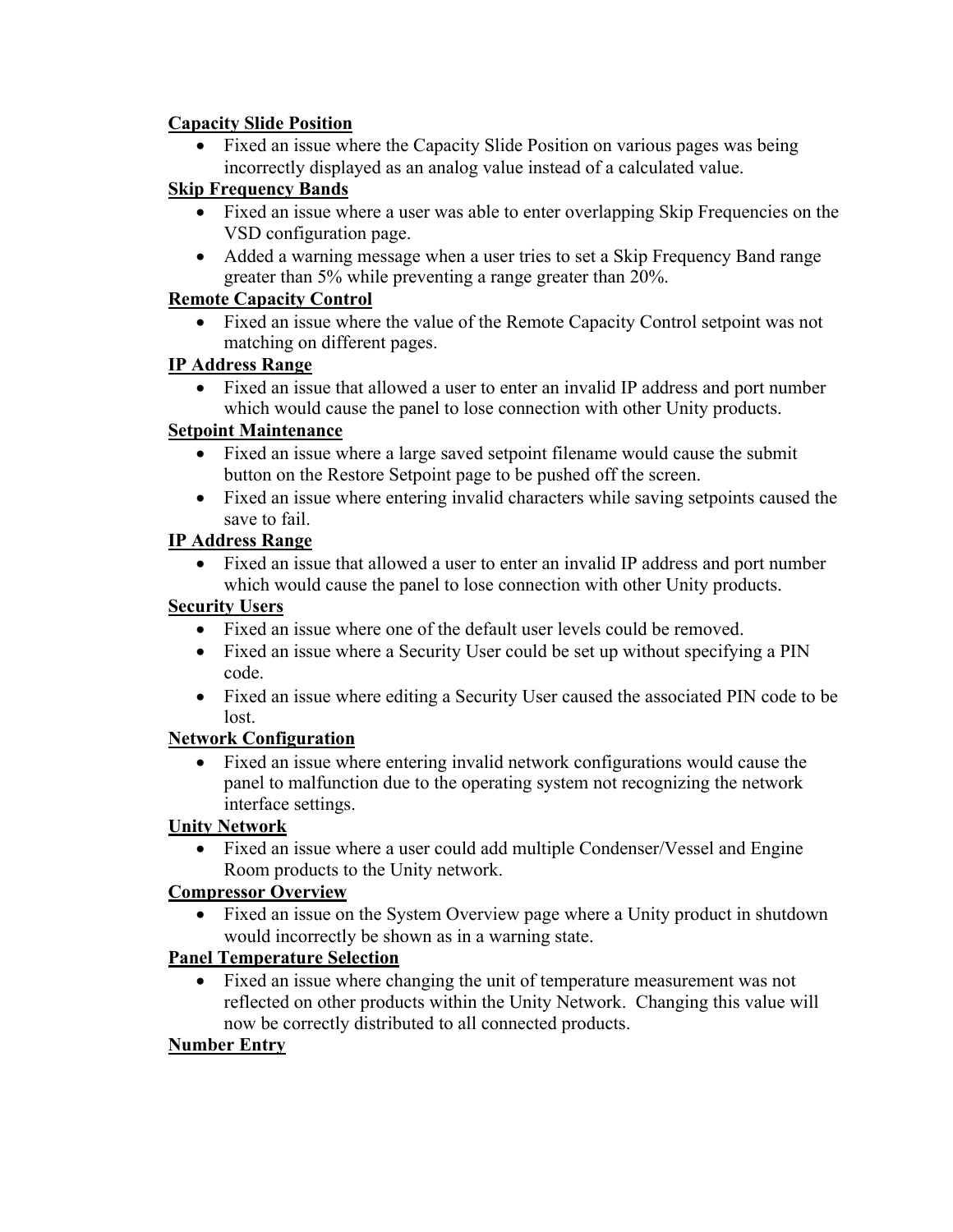**Capacity Slide Position**

- Fixed an issue where the Capacity Slide Position on various pages was being incorrectly displayed as an analog value instead of a calculated value.

**Skip Frequency Bands**

- Fixed an issue where a user was able to enter overlapping Skip Frequencies on the VSD configuration page.
- Added a warning message when a user tries to set a Skip Frequency Band range greater than 5% while preventing a range greater than 20%.

**Remote Capacity Control**

- Fixed an issue where the value of the Remote Capacity Control setpoint was not matching on different pages.

**IP Address Range**

- Fixed an issue that allowed a user to enter an invalid IP address and port number which would cause the panel to lose connection with other Unity products.

**Setpoint Maintenance**

- Fixed an issue where a large saved setpoint filename would cause the submit button on the Restore Setpoint page to be pushed off the screen.
- Fixed an issue where entering invalid characters while saving setpoints caused the save to fail.

**IP Address Range**

- Fixed an issue that allowed a user to enter an invalid IP address and port number which would cause the panel to lose connection with other Unity products.

**Security Users**

- Fixed an issue where one of the default user levels could be removed.
- Fixed an issue where a Security User could be set up without specifying a PIN code.
- Fixed an issue where editing a Security User caused the associated PIN code to be lost.

**Network Configuration**

- Fixed an issue where entering invalid network configurations would cause the panel to malfunction due to the operating system not recognizing the network interface settings.

**Unity Network**

- Fixed an issue where a user could add multiple Condenser/Vessel and Engine Room products to the Unity network.

**Compressor Overview**

- Fixed an issue on the System Overview page where a Unity product in shutdown would incorrectly be shown as in a warning state.

**Panel Temperature Selection**

- Fixed an issue where changing the unit of temperature measurement was not reflected on other products within the Unity Network. Changing this value will now be correctly distributed to all connected products.

**Number Entry**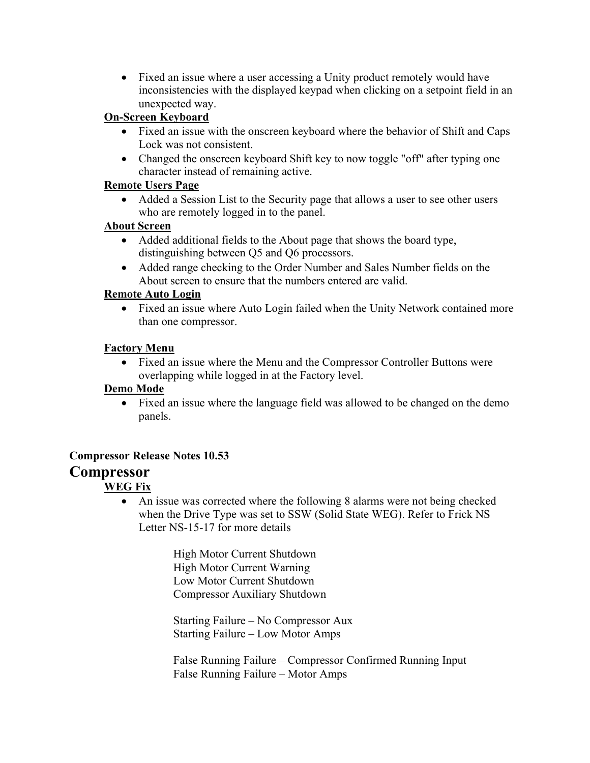- Fixed an issue where a user accessing a Unity product remotely would have inconsistencies with the displayed keypad when clicking on a setpoint field in an unexpected way.

**On-Screen Keyboard**

- Fixed an issue with the onscreen keyboard where the behavior of Shift and Caps Lock was not consistent.
- Changed the onscreen keyboard Shift key to now toggle "off" after typing one character instead of remaining active.

**Remote Users Page**

- Added a Session List to the Security page that allows a user to see other users who are remotely logged in to the panel.

**About Screen**

- Added additional fields to the About page that shows the board type, distinguishing between Q5 and Q6 processors.
- Added range checking to the Order Number and Sales Number fields on the About screen to ensure that the numbers entered are valid.

**Remote Auto Login**

- Fixed an issue where Auto Login failed when the Unity Network contained more than one compressor.

**Factory Menu**

- Fixed an issue where the Menu and the Compressor Controller Buttons were overlapping while logged in at the Factory level.

**Demo Mode**

- Fixed an issue where the language field was allowed to be changed on the demo panels.

**Compressor Release Notes 10.53**

# Compressor

**WEG Fix**

- An issue was corrected where the following 8 alarms were not being checked when the Drive Type was set to SSW (Solid State WEG). Refer to Frick NS Letter NS-15-17 for more details

  High Motor Current Shutdown
  High Motor Current Warning
  Low Motor Current Shutdown
  Compressor Auxiliary Shutdown

  Starting Failure – No Compressor Aux
  Starting Failure – Low Motor Amps

  False Running Failure – Compressor Confirmed Running Input
  False Running Failure – Motor Amps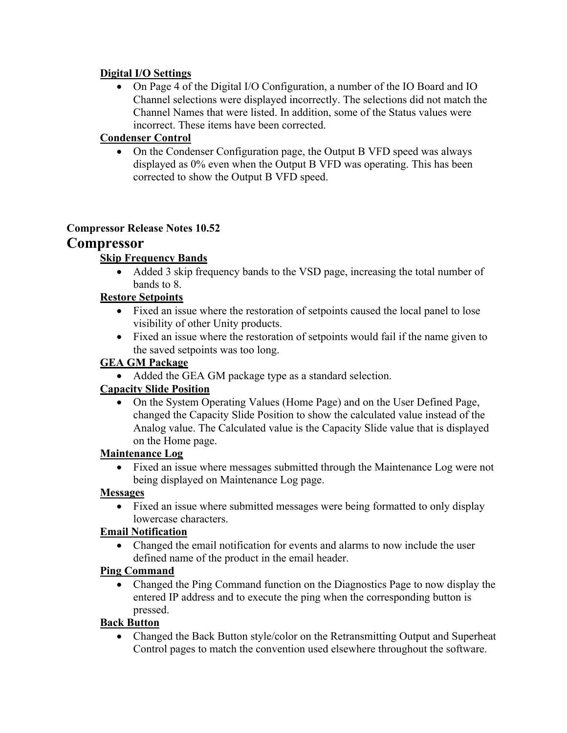**Digital I/O Settings**

- On Page 4 of the Digital I/O Configuration, a number of the IO Board and IO Channel selections were displayed incorrectly. The selections did not match the Channel Names that were listed. In addition, some of the Status values were incorrect. These items have been corrected.

**Condenser Control**

- On the Condenser Configuration page, the Output B VFD speed was always displayed as 0% even when the Output B VFD was operating. This has been corrected to show the Output B VFD speed.

**Compressor Release Notes 10.52**

# Compressor

**Skip Frequency Bands**

- Added 3 skip frequency bands to the VSD page, increasing the total number of bands to 8.

**Restore Setpoints**

- Fixed an issue where the restoration of setpoints caused the local panel to lose visibility of other Unity products.
- Fixed an issue where the restoration of setpoints would fail if the name given to the saved setpoints was too long.

**GEA GM Package**

- Added the GEA GM package type as a standard selection.

**Capacity Slide Position**

- On the System Operating Values (Home Page) and on the User Defined Page, changed the Capacity Slide Position to show the calculated value instead of the Analog value. The Calculated value is the Capacity Slide value that is displayed on the Home page.

**Maintenance Log**

- Fixed an issue where messages submitted through the Maintenance Log were not being displayed on Maintenance Log page.

**Messages**

- Fixed an issue where submitted messages were being formatted to only display lowercase characters.

**Email Notification**

- Changed the email notification for events and alarms to now include the user defined name of the product in the email header.

**Ping Command**

- Changed the Ping Command function on the Diagnostics Page to now display the entered IP address and to execute the ping when the corresponding button is pressed.

**Back Button**

- Changed the Back Button style/color on the Retransmitting Output and Superheat Control pages to match the convention used elsewhere throughout the software.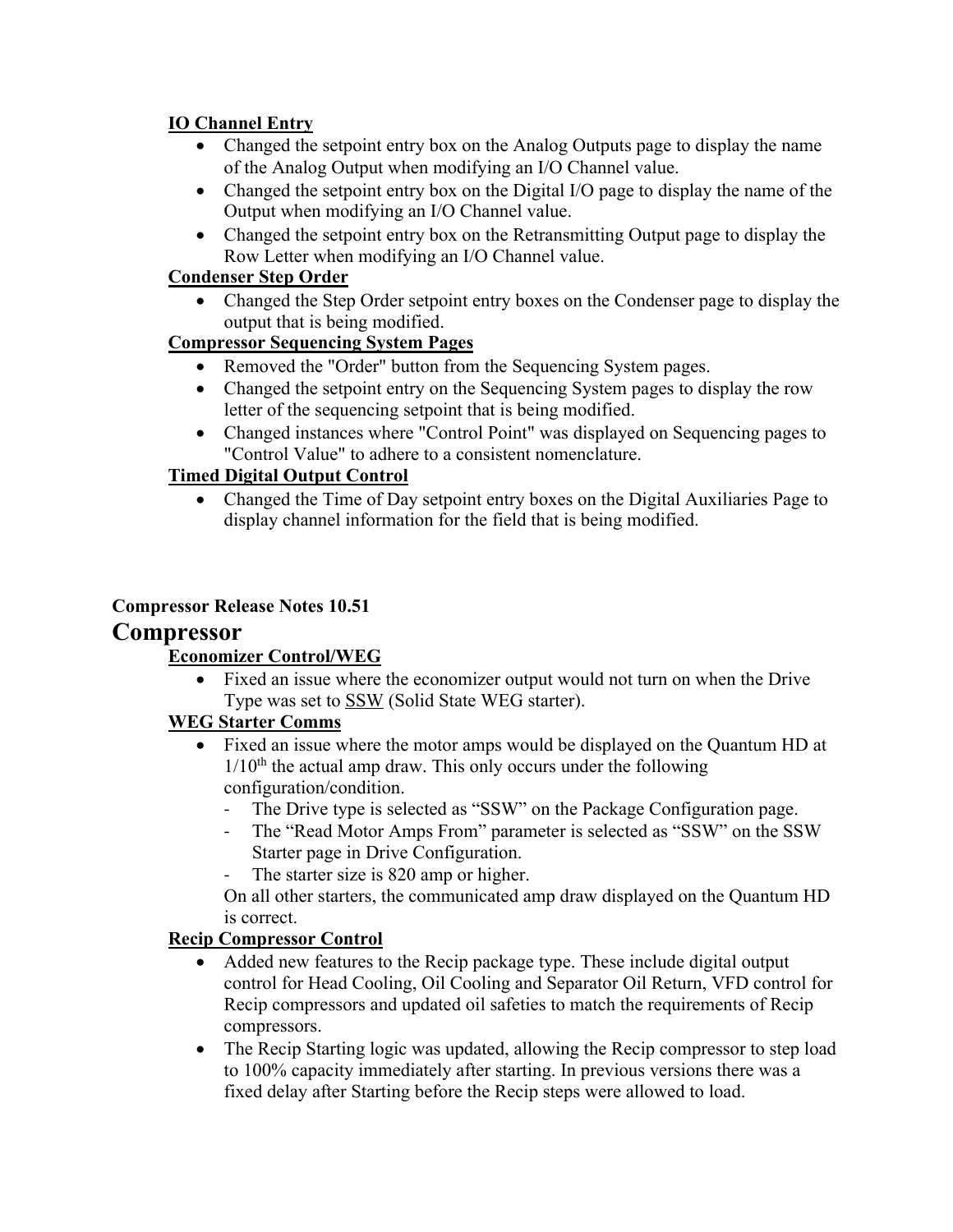**IO Channel Entry**

- Changed the setpoint entry box on the Analog Outputs page to display the name of the Analog Output when modifying an I/O Channel value.
- Changed the setpoint entry box on the Digital I/O page to display the name of the Output when modifying an I/O Channel value.
- Changed the setpoint entry box on the Retransmitting Output page to display the Row Letter when modifying an I/O Channel value.

**Condenser Step Order**

- Changed the Step Order setpoint entry boxes on the Condenser page to display the output that is being modified.

**Compressor Sequencing System Pages**

- Removed the "Order" button from the Sequencing System pages.
- Changed the setpoint entry on the Sequencing System pages to display the row letter of the sequencing setpoint that is being modified.
- Changed instances where "Control Point" was displayed on Sequencing pages to "Control Value" to adhere to a consistent nomenclature.

**Timed Digital Output Control**

- Changed the Time of Day setpoint entry boxes on the Digital Auxiliaries Page to display channel information for the field that is being modified.

**Compressor Release Notes 10.51**

# Compressor

**Economizer Control/WEG**

- Fixed an issue where the economizer output would not turn on when the Drive Type was set to SSW (Solid State WEG starter).

**WEG Starter Comms**

- Fixed an issue where the motor amps would be displayed on the Quantum HD at 1/10th the actual amp draw. This only occurs under the following configuration/condition.
  - The Drive type is selected as "SSW" on the Package Configuration page.
  - The "Read Motor Amps From" parameter is selected as "SSW" on the SSW Starter page in Drive Configuration.
  - The starter size is 820 amp or higher.

  On all other starters, the communicated amp draw displayed on the Quantum HD is correct.

**Recip Compressor Control**

- Added new features to the Recip package type. These include digital output control for Head Cooling, Oil Cooling and Separator Oil Return, VFD control for Recip compressors and updated oil safeties to match the requirements of Recip compressors.
- The Recip Starting logic was updated, allowing the Recip compressor to step load to 100% capacity immediately after starting. In previous versions there was a fixed delay after Starting before the Recip steps were allowed to load.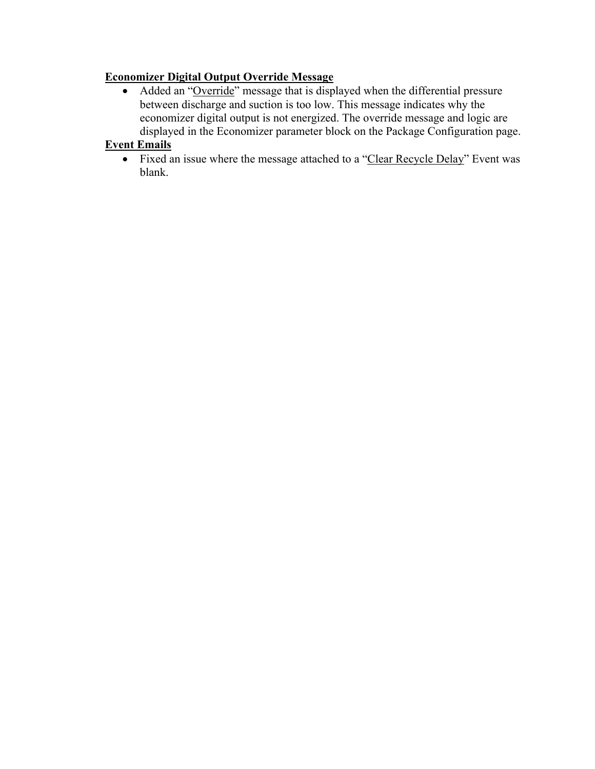**Economizer Digital Output Override Message**

- Added an "Override" message that is displayed when the differential pressure between discharge and suction is too low. This message indicates why the economizer digital output is not energized. The override message and logic are displayed in the Economizer parameter block on the Package Configuration page.

**Event Emails**

- Fixed an issue where the message attached to a "Clear Recycle Delay" Event was blank.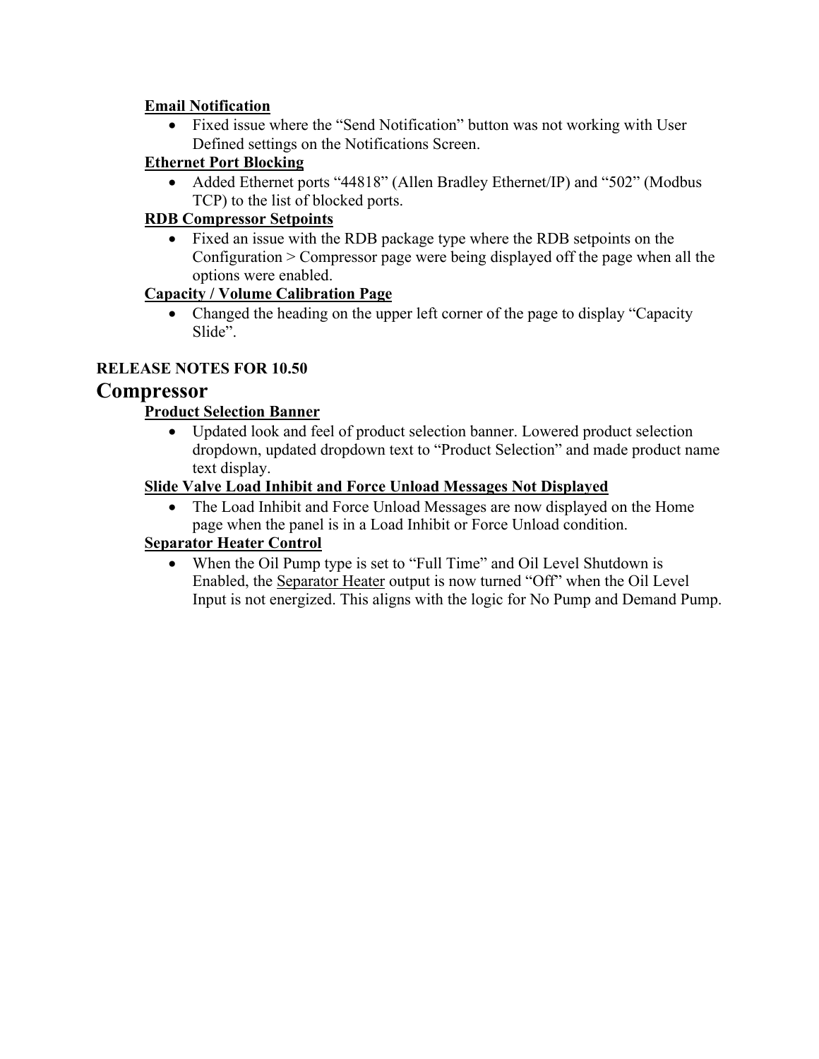**Email Notification**

- Fixed issue where the "Send Notification" button was not working with User Defined settings on the Notifications Screen.

**Ethernet Port Blocking**

- Added Ethernet ports "44818" (Allen Bradley Ethernet/IP) and "502" (Modbus TCP) to the list of blocked ports.

**RDB Compressor Setpoints**

- Fixed an issue with the RDB package type where the RDB setpoints on the Configuration > Compressor page were being displayed off the page when all the options were enabled.

**Capacity / Volume Calibration Page**

- Changed the heading on the upper left corner of the page to display "Capacity Slide".

**RELEASE NOTES FOR 10.50**

# Compressor

**Product Selection Banner**

- Updated look and feel of product selection banner. Lowered product selection dropdown, updated dropdown text to "Product Selection" and made product name text display.

**Slide Valve Load Inhibit and Force Unload Messages Not Displayed**

- The Load Inhibit and Force Unload Messages are now displayed on the Home page when the panel is in a Load Inhibit or Force Unload condition.

**Separator Heater Control**

- When the Oil Pump type is set to "Full Time" and Oil Level Shutdown is Enabled, the Separator Heater output is now turned "Off" when the Oil Level Input is not energized. This aligns with the logic for No Pump and Demand Pump.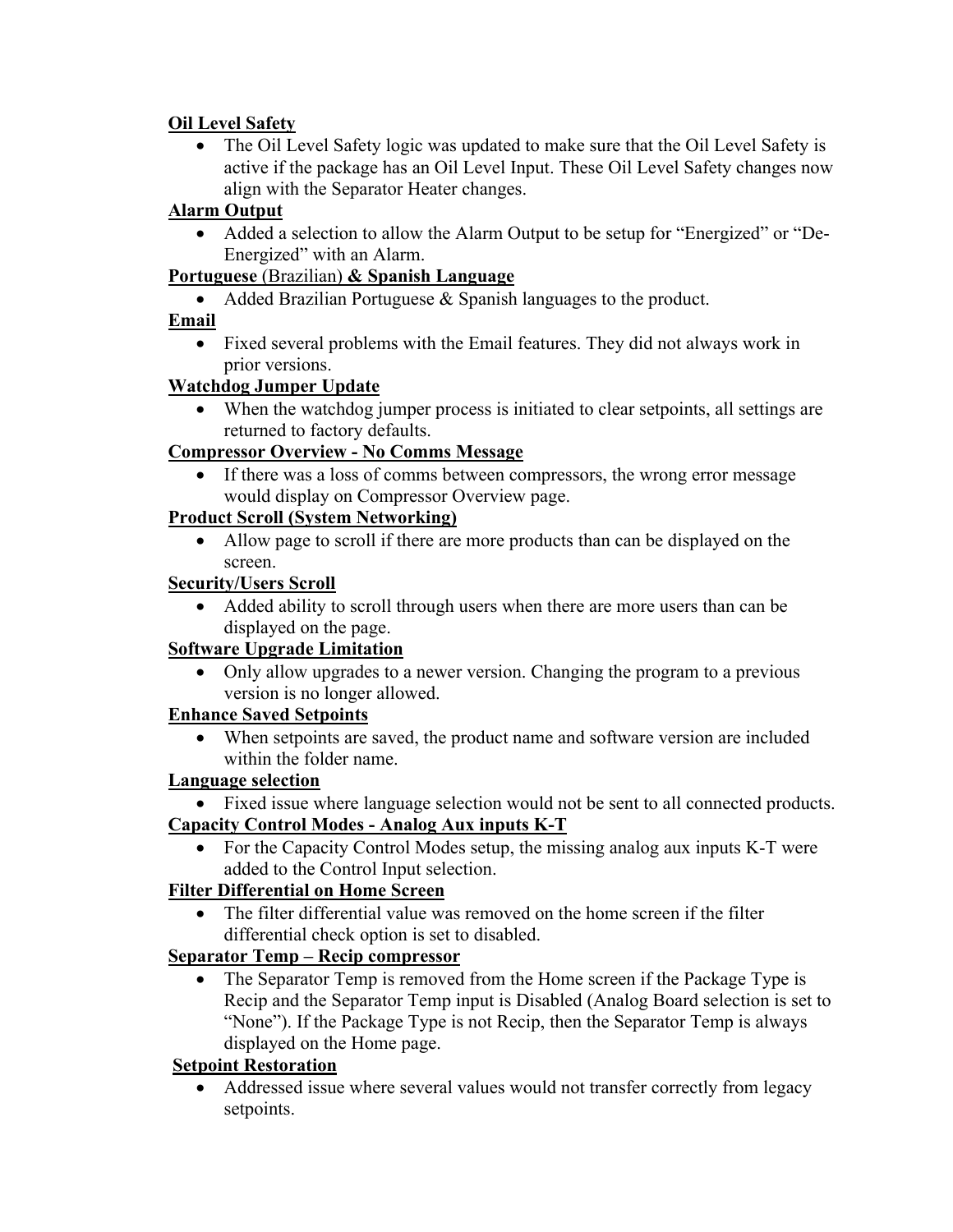**<u>Oil Level Safety</u>**

- The Oil Level Safety logic was updated to make sure that the Oil Level Safety is active if the package has an Oil Level Input. These Oil Level Safety changes now align with the Separator Heater changes.

**<u>Alarm Output</u>**

- Added a selection to allow the Alarm Output to be setup for "Energized" or "De-Energized" with an Alarm.

**<u>Portuguese</u>** <u>(Brazilian)</u> **<u>& Spanish Language</u>**

- Added Brazilian Portuguese & Spanish languages to the product.

**<u>Email</u>**

- Fixed several problems with the Email features. They did not always work in prior versions.

**<u>Watchdog Jumper Update</u>**

- When the watchdog jumper process is initiated to clear setpoints, all settings are returned to factory defaults.

**<u>Compressor Overview - No Comms Message</u>**

- If there was a loss of comms between compressors, the wrong error message would display on Compressor Overview page.

**<u>Product Scroll (System Networking)</u>**

- Allow page to scroll if there are more products than can be displayed on the screen.

**<u>Security/Users Scroll</u>**

- Added ability to scroll through users when there are more users than can be displayed on the page.

**<u>Software Upgrade Limitation</u>**

- Only allow upgrades to a newer version. Changing the program to a previous version is no longer allowed.

**<u>Enhance Saved Setpoints</u>**

- When setpoints are saved, the product name and software version are included within the folder name.

**<u>Language selection</u>**

- Fixed issue where language selection would not be sent to all connected products.

**<u>Capacity Control Modes - Analog Aux inputs K-T</u>**

- For the Capacity Control Modes setup, the missing analog aux inputs K-T were added to the Control Input selection.

**<u>Filter Differential on Home Screen</u>**

- The filter differential value was removed on the home screen if the filter differential check option is set to disabled.

**<u>Separator Temp – Recip compressor</u>**

- The Separator Temp is removed from the Home screen if the Package Type is Recip and the Separator Temp input is Disabled (Analog Board selection is set to "None"). If the Package Type is not Recip, then the Separator Temp is always displayed on the Home page.

**<u>Setpoint Restoration</u>**

- Addressed issue where several values would not transfer correctly from legacy setpoints.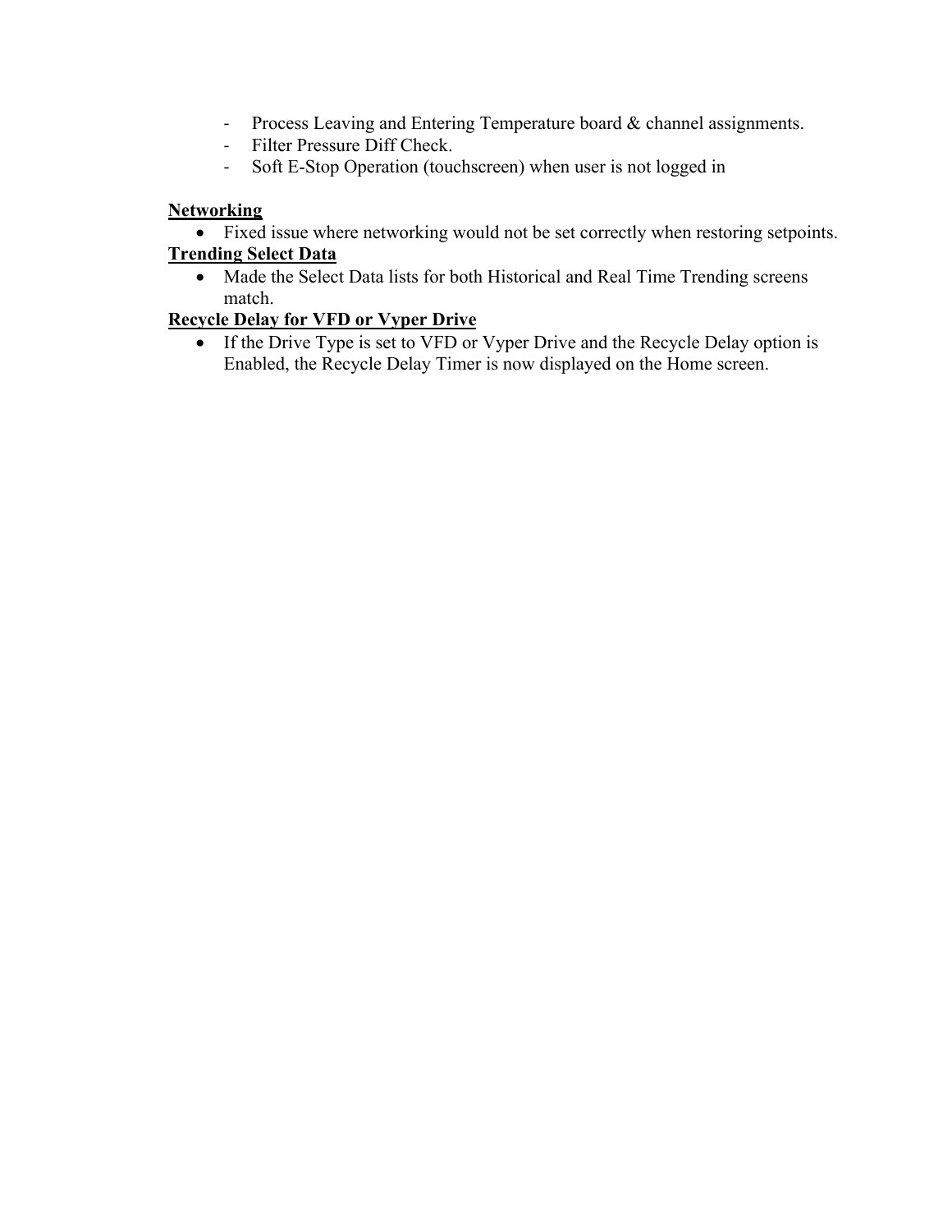- Process Leaving and Entering Temperature board & channel assignments.
- Filter Pressure Diff Check.
- Soft E-Stop Operation (touchscreen) when user is not logged in

**<u>Networking</u>**

- Fixed issue where networking would not be set correctly when restoring setpoints.

**<u>Trending Select Data</u>**

- Made the Select Data lists for both Historical and Real Time Trending screens match.

**<u>Recycle Delay for VFD or Vyper Drive</u>**

- If the Drive Type is set to VFD or Vyper Drive and the Recycle Delay option is Enabled, the Recycle Delay Timer is now displayed on the Home screen.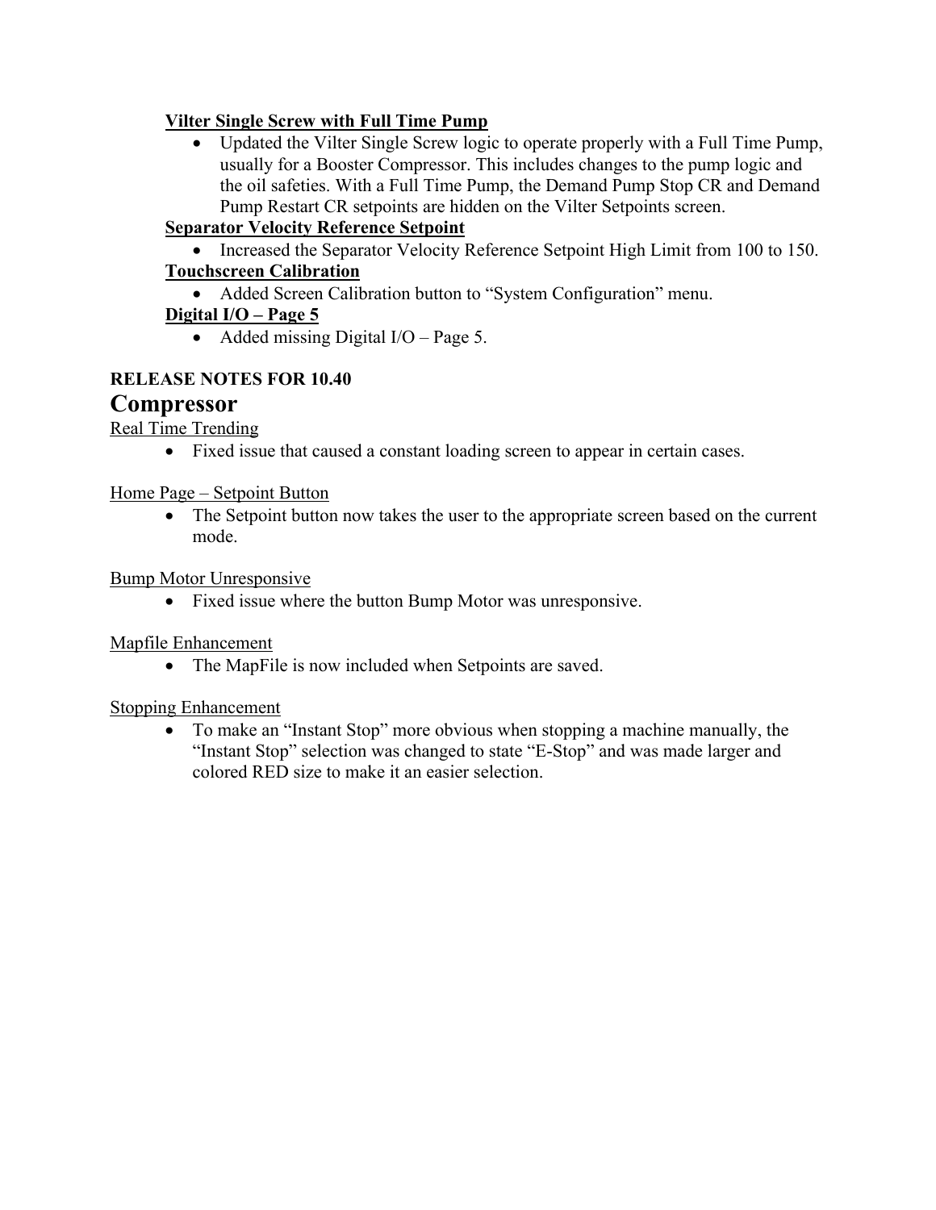**Vilter Single Screw with Full Time Pump**

- Updated the Vilter Single Screw logic to operate properly with a Full Time Pump, usually for a Booster Compressor. This includes changes to the pump logic and the oil safeties. With a Full Time Pump, the Demand Pump Stop CR and Demand Pump Restart CR setpoints are hidden on the Vilter Setpoints screen.

**Separator Velocity Reference Setpoint**

- Increased the Separator Velocity Reference Setpoint High Limit from 100 to 150.

**Touchscreen Calibration**

- Added Screen Calibration button to "System Configuration" menu.

**Digital I/O – Page 5**

- Added missing Digital I/O – Page 5.

**RELEASE NOTES FOR 10.40**

# Compressor

Real Time Trending

- Fixed issue that caused a constant loading screen to appear in certain cases.

Home Page – Setpoint Button

- The Setpoint button now takes the user to the appropriate screen based on the current mode.

Bump Motor Unresponsive

- Fixed issue where the button Bump Motor was unresponsive.

Mapfile Enhancement

- The MapFile is now included when Setpoints are saved.

Stopping Enhancement

- To make an "Instant Stop" more obvious when stopping a machine manually, the "Instant Stop" selection was changed to state "E-Stop" and was made larger and colored RED size to make it an easier selection.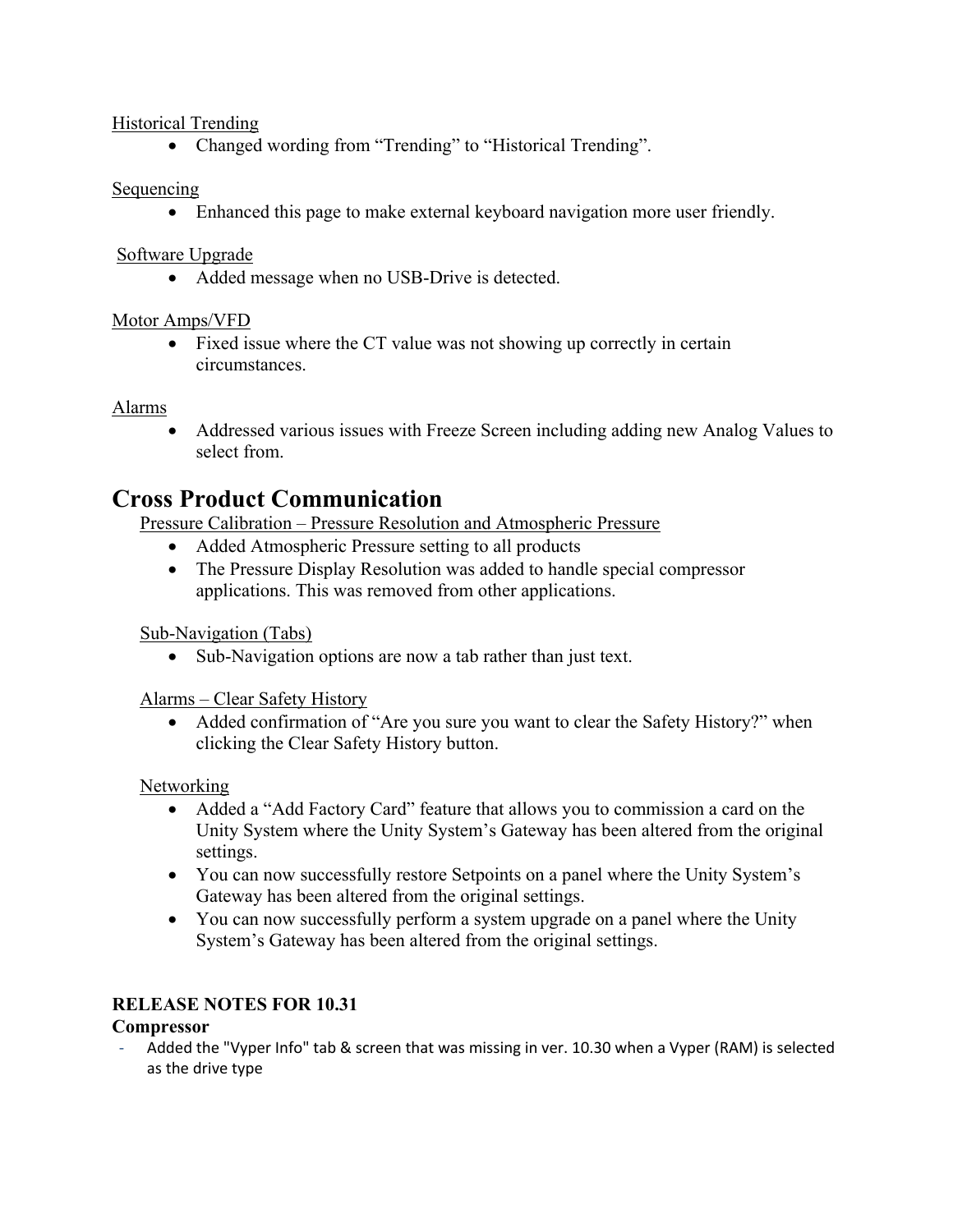Historical Trending

- Changed wording from “Trending” to “Historical Trending”.

Sequencing

- Enhanced this page to make external keyboard navigation more user friendly.

Software Upgrade

- Added message when no USB-Drive is detected.

Motor Amps/VFD

- Fixed issue where the CT value was not showing up correctly in certain circumstances.

Alarms

- Addressed various issues with Freeze Screen including adding new Analog Values to select from.

# Cross Product Communication

Pressure Calibration – Pressure Resolution and Atmospheric Pressure

- Added Atmospheric Pressure setting to all products
- The Pressure Display Resolution was added to handle special compressor applications. This was removed from other applications.

Sub-Navigation (Tabs)

- Sub-Navigation options are now a tab rather than just text.

Alarms – Clear Safety History

- Added confirmation of “Are you sure you want to clear the Safety History?” when clicking the Clear Safety History button.

Networking

- Added a “Add Factory Card” feature that allows you to commission a card on the Unity System where the Unity System’s Gateway has been altered from the original settings.
- You can now successfully restore Setpoints on a panel where the Unity System’s Gateway has been altered from the original settings.
- You can now successfully perform a system upgrade on a panel where the Unity System’s Gateway has been altered from the original settings.

**RELEASE NOTES FOR 10.31**

**Compressor**

- Added the "Vyper Info" tab & screen that was missing in ver. 10.30 when a Vyper (RAM) is selected as the drive type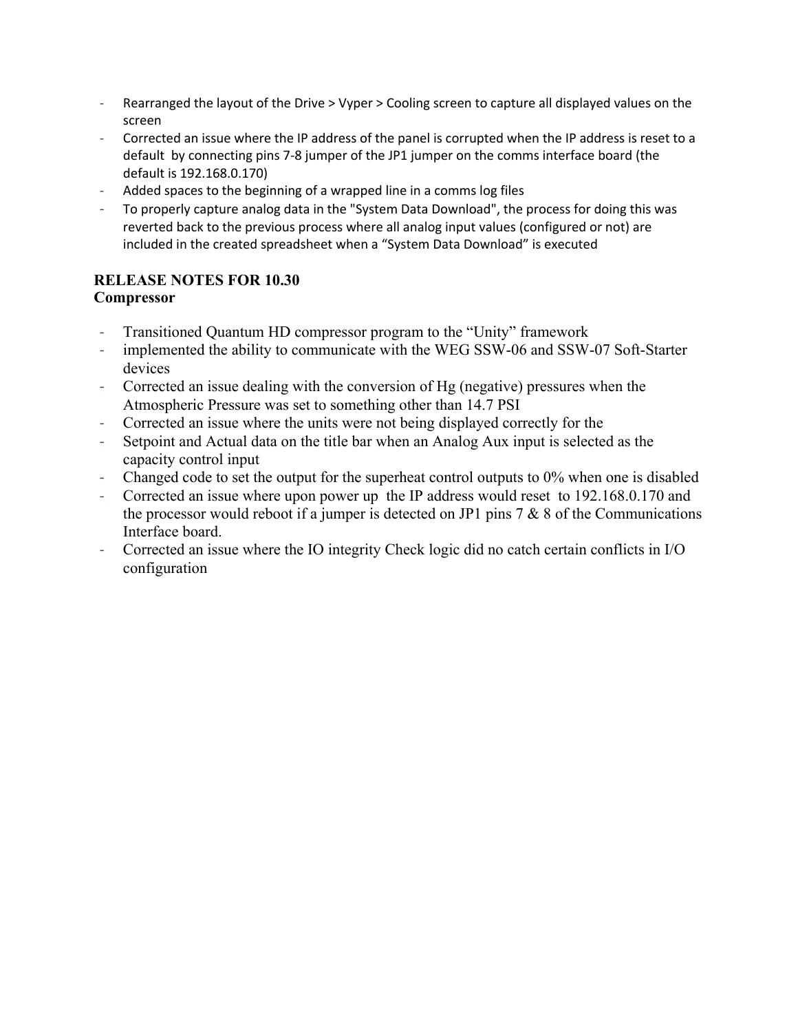- Rearranged the layout of the Drive > Vyper > Cooling screen to capture all displayed values on the screen
- Corrected an issue where the IP address of the panel is corrupted when the IP address is reset to a default  by connecting pins 7-8 jumper of the JP1 jumper on the comms interface board (the default is 192.168.0.170)
- Added spaces to the beginning of a wrapped line in a comms log files
- To properly capture analog data in the "System Data Download", the process for doing this was reverted back to the previous process where all analog input values (configured or not) are included in the created spreadsheet when a “System Data Download” is executed

**RELEASE NOTES FOR 10.30**
**Compressor**

- Transitioned Quantum HD compressor program to the “Unity” framework
- implemented the ability to communicate with the WEG SSW-06 and SSW-07 Soft-Starter devices
- Corrected an issue dealing with the conversion of Hg (negative) pressures when the Atmospheric Pressure was set to something other than 14.7 PSI
- Corrected an issue where the units were not being displayed correctly for the
- Setpoint and Actual data on the title bar when an Analog Aux input is selected as the capacity control input
- Changed code to set the output for the superheat control outputs to 0% when one is disabled
- Corrected an issue where upon power up  the IP address would reset  to 192.168.0.170 and the processor would reboot if a jumper is detected on JP1 pins 7 & 8 of the Communications Interface board.
- Corrected an issue where the IO integrity Check logic did no catch certain conflicts in I/O configuration